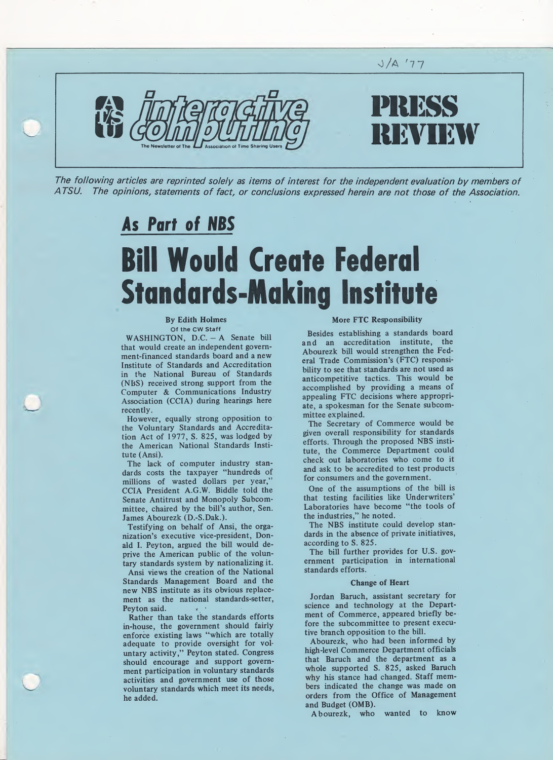J/A '77

**interactive computing** — The Newsletter of The Association of Time Sharing Users

# PRESS REVIEW

*The following articles are reprinted solely as items of interest for the independent evaluation by members of ATSU. The opinions, statements of fact, or conclusions expressed herein are not those of the Association.*

## As Part of NBS

# Bill Would Create Federal Standards-Making Institute

**By Edith Holmes**
Of the CW Staff

WASHINGTON, D.C. – A Senate bill that would create an independent government-financed standards board and a new Institute of Standards and Accreditation in the National Bureau of Standards (NBS) received strong support from the Computer & Communications Industry Association (CCIA) during hearings here recently.

However, equally strong opposition to the Voluntary Standards and Accreditation Act of 1977, S. 825, was lodged by the American National Standards Institute (Ansi).

The lack of computer industry standards costs the taxpayer "hundreds of millions of wasted dollars per year," CCIA President A.G.W. Biddle told the Senate Antitrust and Monopoly Subcommittee, chaired by the bill's author, Sen. James Abourezk (D.-S.Dak.).

Testifying on behalf of Ansi, the organization's executive vice-president, Donald I. Peyton, argued the bill would deprive the American public of the voluntary standards system by nationalizing it.

Ansi views the creation of the National Standards Management Board and the new NBS institute as its obvious replacement as the national standards-setter, Peyton said.

Rather than take the standards efforts in-house, the government should fairly enforce existing laws "which are totally adequate to provide oversight for voluntary activity," Peyton stated. Congress should encourage and support government participation in voluntary standards activities and government use of those voluntary standards which meet its needs, he added.

### More FTC Responsibility

Besides establishing a standards board and an accreditation institute, the Abourezk bill would strengthen the Federal Trade Commission's (FTC) responsibility to see that standards are not used as anticompetitive tactics. This would be accomplished by providing a means of appealing FTC decisions where appropriate, a spokesman for the Senate subcommittee explained.

The Secretary of Commerce would be given overall responsibility for standards efforts. Through the proposed NBS institute, the Commerce Department could check out laboratories who come to it and ask to be accredited to test products for consumers and the government.

One of the assumptions of the bill is that testing facilities like Underwriters' Laboratories have become "the tools of the industries," he noted.

The NBS institute could develop standards in the absence of private initiatives, according to S. 825.

The bill further provides for U.S. government participation in international standards efforts.

### Change of Heart

Jordan Baruch, assistant secretary for science and technology at the Department of Commerce, appeared briefly before the subcommittee to present executive branch opposition to the bill.

Abourezk, who had been informed by high-level Commerce Department officials that Baruch and the department as a whole supported S. 825, asked Baruch why his stance had changed. Staff members indicated the change was made on orders from the Office of Management and Budget (OMB).

Abourezk, who wanted to know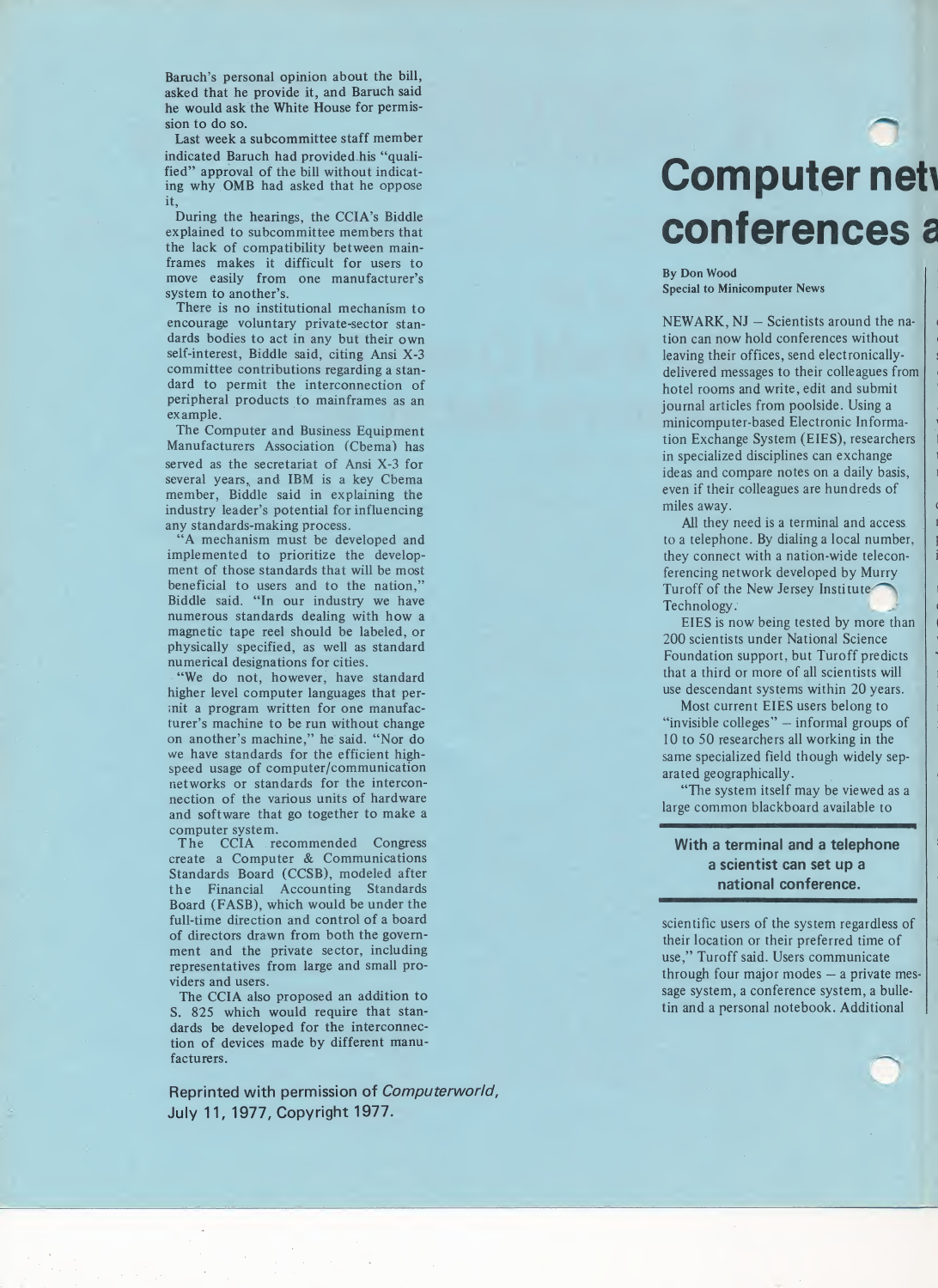Baruch's personal opinion about the bill, asked that he provide it, and Baruch said he would ask the White House for permission to do so.

Last week a subcommittee staff member indicated Baruch had provided his "qualified" approval of the bill without indicating why OMB had asked that he oppose it,

During the hearings, the CCIA's Biddle explained to subcommittee members that the lack of compatibility between mainframes makes it difficult for users to move easily from one manufacturer's system to another's.

There is no institutional mechanism to encourage voluntary private-sector standards bodies to act in any but their own self-interest, Biddle said, citing Ansi X-3 committee contributions regarding a standard to permit the interconnection of peripheral products to mainframes as an example.

The Computer and Business Equipment Manufacturers Association (Cbema) has served as the secretariat of Ansi X-3 for several years, and IBM is a key Cbema member, Biddle said in explaining the industry leader's potential for influencing any standards-making process.

"A mechanism must be developed and implemented to prioritize the development of those standards that will be most beneficial to users and to the nation," Biddle said. "In our industry we have numerous standards dealing with how a magnetic tape reel should be labeled, or physically specified, as well as standard numerical designations for cities.

"We do not, however, have standard higher level computer languages that permit a program written for one manufacturer's machine to be run without change on another's machine," he said. "Nor do we have standards for the efficient high-speed usage of computer/communication networks or standards for the interconnection of the various units of hardware and software that go together to make a computer system.

The CCIA recommended Congress create a Computer & Communications Standards Board (CCSB), modeled after the Financial Accounting Standards Board (FASB), which would be under the full-time direction and control of a board of directors drawn from both the government and the private sector, including representatives from large and small providers and users.

The CCIA also proposed an addition to S. 825 which would require that standards be developed for the interconnection of devices made by different manufacturers.

Reprinted with permission of *Computerworld*, July 11, 1977, Copyright 1977.

# Computer netw conferences a

**By Don Wood**
**Special to Minicomputer News**

NEWARK, NJ – Scientists around the nation can now hold conferences without leaving their offices, send electronically-delivered messages to their colleagues from hotel rooms and write, edit and submit journal articles from poolside. Using a minicomputer-based Electronic Information Exchange System (EIES), researchers in specialized disciplines can exchange ideas and compare notes on a daily basis, even if their colleagues are hundreds of miles away.

All they need is a terminal and access to a telephone. By dialing a local number, they connect with a nation-wide teleconferencing network developed by Murry Turoff of the New Jersey Institute of Technology.

EIES is now being tested by more than 200 scientists under National Science Foundation support, but Turoff predicts that a third or more of all scientists will use descendant systems within 20 years.

Most current EIES users belong to "invisible colleges" – informal groups of 10 to 50 researchers all working in the same specialized field though widely separated geographically.

"The system itself may be viewed as a large common blackboard available to scientific users of the system regardless of their location or their preferred time of use," Turoff said. Users communicate through four major modes – a private message system, a conference system, a bulletin and a personal notebook. Additional

**With a terminal and a telephone a scientist can set up a national conference.**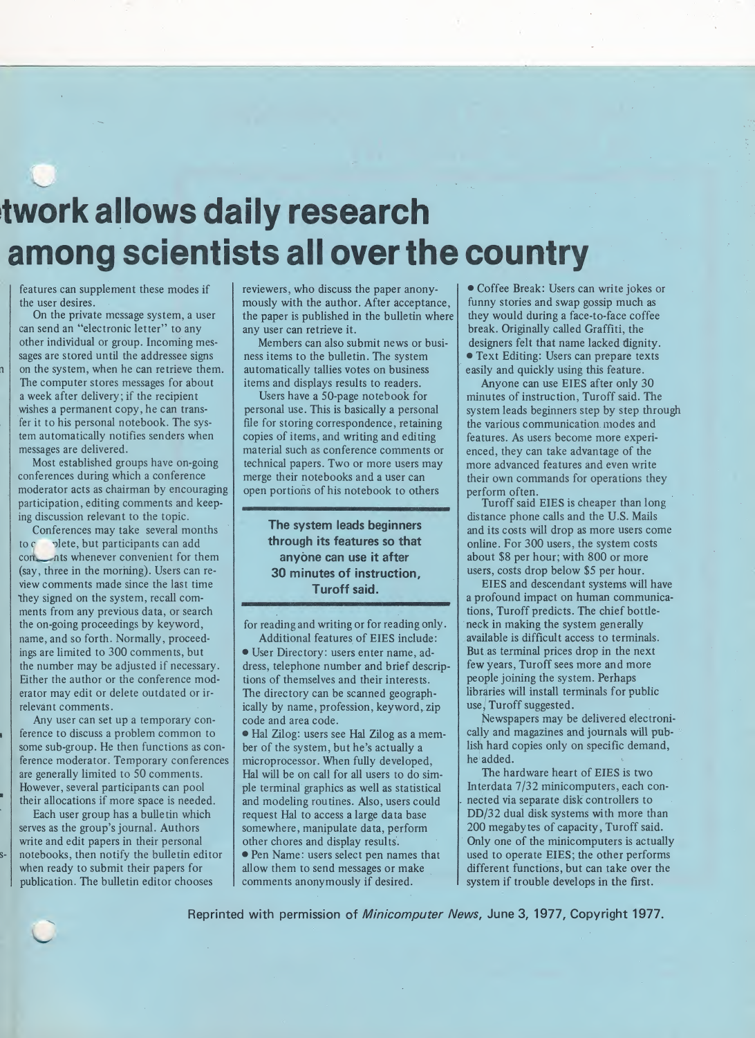# twork allows daily research among scientists all over the country

features can supplement these modes if the user desires.

On the private message system, a user can send an "electronic letter" to any other individual or group. Incoming messages are stored until the addressee signs on the system, when he can retrieve them. The computer stores messages for about a week after delivery; if the recipient wishes a permanent copy, he can transfer it to his personal notebook. The system automatically notifies senders when messages are delivered.

Most established groups have on-going conferences during which a conference moderator acts as chairman by encouraging participation, editing comments and keeping discussion relevant to the topic.

Conferences may take several months to complete, but participants can add comments whenever convenient for them (say, three in the morning). Users can review comments made since the last time they signed on the system, recall comments from any previous data, or search the on-going proceedings by keyword, name, and so forth. Normally, proceedings are limited to 300 comments, but the number may be adjusted if necessary. Either the author or the conference moderator may edit or delete outdated or irrelevant comments.

Any user can set up a temporary conference to discuss a problem common to some sub-group. He then functions as conference moderator. Temporary conferences are generally limited to 50 comments. However, several participants can pool their allocations if more space is needed.

Each user group has a bulletin which serves as the group's journal. Authors write and edit papers in their personal notebooks, then notify the bulletin editor when ready to submit their papers for publication. The bulletin editor chooses reviewers, who discuss the paper anonymously with the author. After acceptance, the paper is published in the bulletin where any user can retrieve it.

Members can also submit news or business items to the bulletin. The system automatically tallies votes on business items and displays results to readers.

Users have a 50-page notebook for personal use. This is basically a personal file for storing correspondence, retaining copies of items, and writing and editing material such as conference comments or technical papers. Two or more users may merge their notebooks and a user can open portions of his notebook to others for reading and writing or for reading only.

**The system leads beginners through its features so that anyone can use it after 30 minutes of instruction, Turoff said.**

Additional features of EIES include:

- User Directory: users enter name, address, telephone number and brief descriptions of themselves and their interests. The directory can be scanned geographically by name, profession, keyword, zip code and area code.
- Hal Zilog: users see Hal Zilog as a member of the system, but he's actually a microprocessor. When fully developed, Hal will be on call for all users to do simple terminal graphics as well as statistical and modeling routines. Also, users could request Hal to access a large data base somewhere, manipulate data, perform other chores and display results.
- Pen Name: users select pen names that allow them to send messages or make comments anonymously if desired.
- Coffee Break: Users can write jokes or funny stories and swap gossip much as they would during a face-to-face coffee break. Originally called Graffiti, the designers felt that name lacked dignity.
- Text Editing: Users can prepare texts easily and quickly using this feature.

Anyone can use EIES after only 30 minutes of instruction, Turoff said. The system leads beginners step by step through the various communication modes and features. As users become more experienced, they can take advantage of the more advanced features and even write their own commands for operations they perform often.

Turoff said EIES is cheaper than long distance phone calls and the U.S. Mails and its costs will drop as more users come online. For 300 users, the system costs about $8 per hour; with 800 or more users, costs drop below $5 per hour.

EIES and descendant systems will have a profound impact on human communications, Turoff predicts. The chief bottleneck in making the system generally available is difficult access to terminals. But as terminal prices drop in the next few years, Turoff sees more and more people joining the system. Perhaps libraries will install terminals for public use, Turoff suggested.

Newspapers may be delivered electronically and magazines and journals will publish hard copies only on specific demand, he added.

The hardware heart of EIES is two Interdata 7/32 minicomputers, each connected via separate disk controllers to DD/32 dual disk systems with more than 200 megabytes of capacity, Turoff said. Only one of the minicomputers is actually used to operate EIES; the other performs different functions, but can take over the system if trouble develops in the first.

Reprinted with permission of *Minicomputer News*, June 3, 1977, Copyright 1977.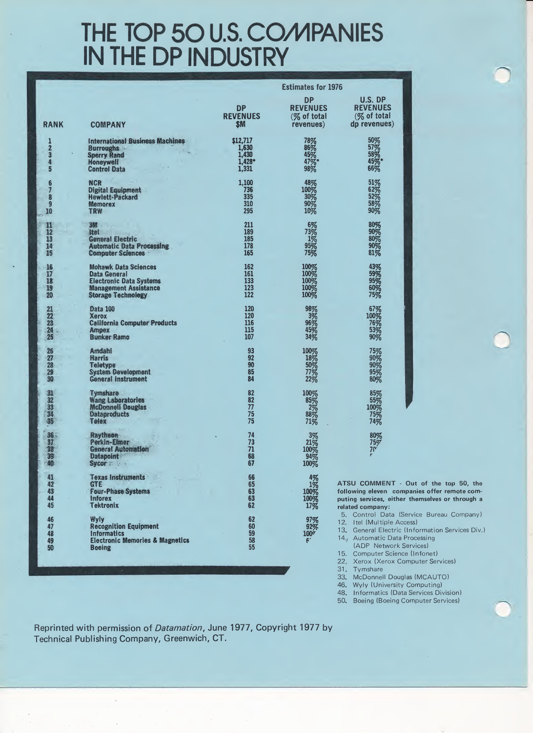# THE TOP 50 U.S. COMPANIES IN THE DP INDUSTRY

| | | Estimates for 1976 | | |
|---|---|---|---|---|
| **RANK** | **COMPANY** | **DP REVENUES $M** | **DP REVENUES (% of total revenues)** | **U.S. DP REVENUES (% of total dp revenues)** |
| 1 | International Business Machines | $12,717 | 78% | 50% |
| 2 | Burroughs | 1,630 | 86% | 57% |
| 3 | Sperry Rand | 1,430 | 45% | 58% |
| 4 | Honeywell | 1,428* | 47%* | 45%* |
| 5 | Control Data | 1,331 | 98% | 66% |
| 6 | NCR | 1,100 | 48% | 51% |
| 7 | Digital Equipment | 736 | 100% | 62% |
| 8 | Hewlett-Packard | 335 | 30% | 52% |
| 9 | Memorex | 310 | 90% | 58% |
| 10 | TRW | 295 | 10% | 90% |
| 11 | 3M | 211 | 6% | 80% |
| 12 | Itel | 189 | 73% | 90% |
| 13 | General Electric | 185 | 1% | 80% |
| 14 | Automatic Data Processing | 178 | 95% | 90% |
| 15 | Computer Sciences | 165 | 75% | 81% |
| 16 | Mohawk Data Sciences | 162 | 100% | 43% |
| 17 | Data General | 161 | 100% | 59% |
| 18 | Electronic Data Systems | 133 | 100% | 95% |
| 19 | Management Assistance | 123 | 100% | 60% |
| 20 | Storage Technology | 122 | 100% | 75% |
| 21 | Data 100 | 120 | 98% | 67% |
| 22 | Xerox | 120 | 3% | 100% |
| 23 | California Computer Products | 116 | 96% | 76% |
| 24 | Ampex | 115 | 45% | 53% |
| 25 | Bunker Ramo | 107 | 34% | 90% |
| 26 | Amdahl | 93 | 100% | 75% |
| 27 | Harris | 92 | 18% | 90% |
| 28 | Teletype | 90 | 50% | 90% |
| 29 | System Development | 85 | 77% | 95% |
| 30 | General Instrument | 84 | 22% | 80% |
| 31 | Tymshare | 82 | 100% | 85% |
| 32 | Wang Laboratories | 82 | 85% | 55% |
| 33 | McDonnell Douglas | 77 | 2% | 100% |
| 34 | Dataproducts | 75 | 88% | 75% |
| 35 | Telex | 75 | 71% | 74% |
| 36 | Raytheon | 74 | 3% | 80% |
| 37 | Perkin-Elmer | 73 | 21% | 75% |
| 38 | General Automation | 71 | 100% | 70 |
| 39 | Datapoint | 68 | 94% | |
| 40 | Sycor | 67 | 100% | |
| 41 | Texas Instruments | 66 | 4% | |
| 42 | GTE | 65 | 1% | |
| 43 | Four-Phase Systems | 63 | 100% | |
| 44 | Inforex | 63 | 100% | |
| 45 | Tektronix | 62 | 17% | |
| 46 | Wyly | 62 | 97% | |
| 47 | Recognition Equipment | 60 | 92% | |
| 48 | Informatics | 59 | 100 | |
| 49 | Electronic Memories & Magnetics | 58 | | |
| 50 | Boeing | 55 | | |

**ATSU COMMENT** - Out of the top 50, the following eleven companies offer remote computing services, either themselves or through a related company:

5. Control Data (Service Bureau Company)
12. Itel (Multiple Access)
13. General Electric (Information Services Div.)
14. Automatic Data Processing (ADP Network Services)
15. Computer Science (Infonet)
22. Xerox (Xerox Computer Services)
31. Tymshare
33. McDonnell Douglas (MCAUTO)
46. Wyly (University Computing)
48. Informatics (Data Services Division)
50. Boeing (Boeing Computer Services)

Reprinted with permission of *Datamation*, June 1977, Copyright 1977 by Technical Publishing Company, Greenwich, CT.